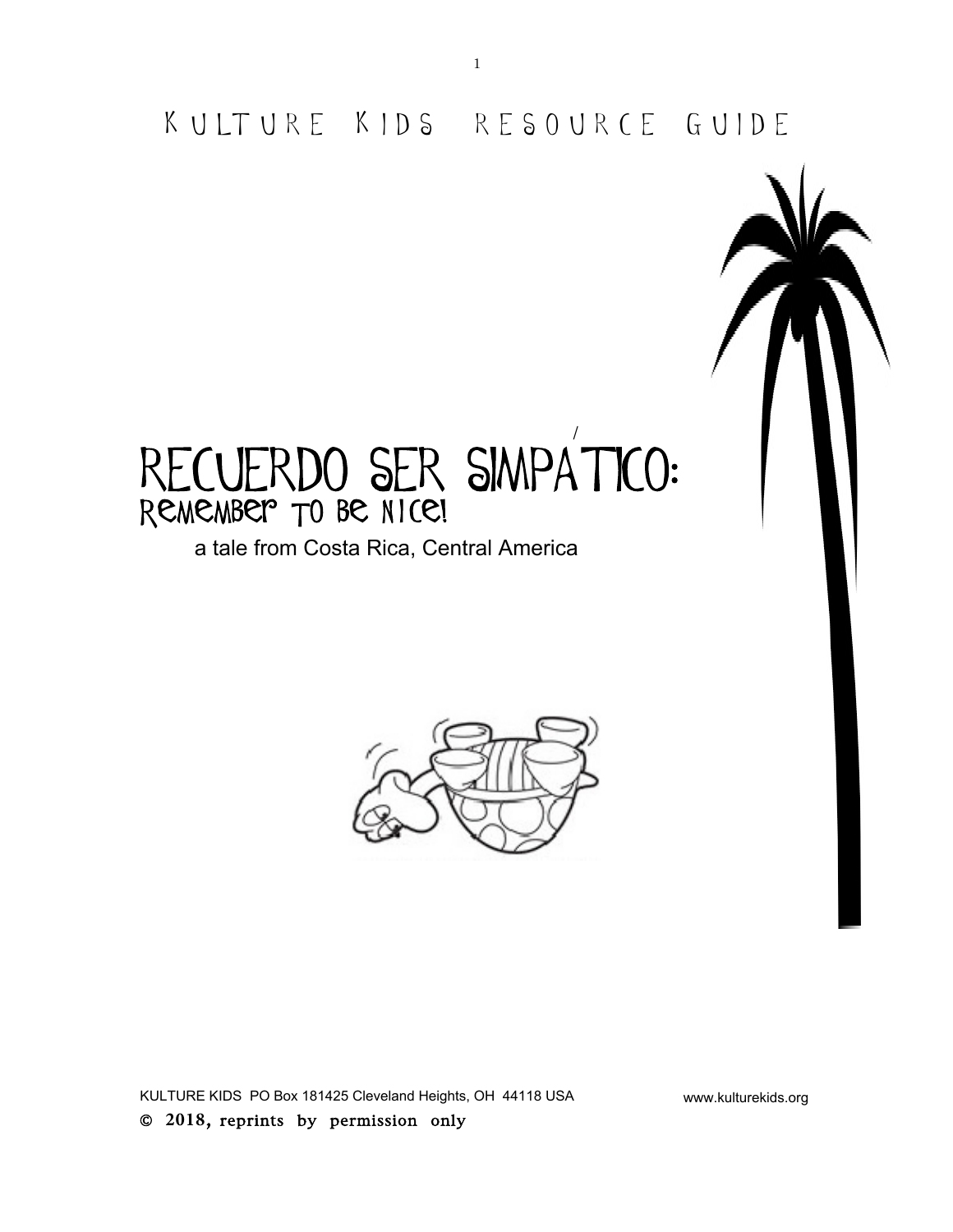KULTURE KIDS RESOURCE GUIDE

# RECUERDO SER SIMPÁTICO:
## Remember to be Nice!

a tale from Costa Rica, Central America

KULTURE KIDS PO Box 181425 Cleveland Heights, OH 44118 USA www.kulturekids.org

© 2018, reprints by permission only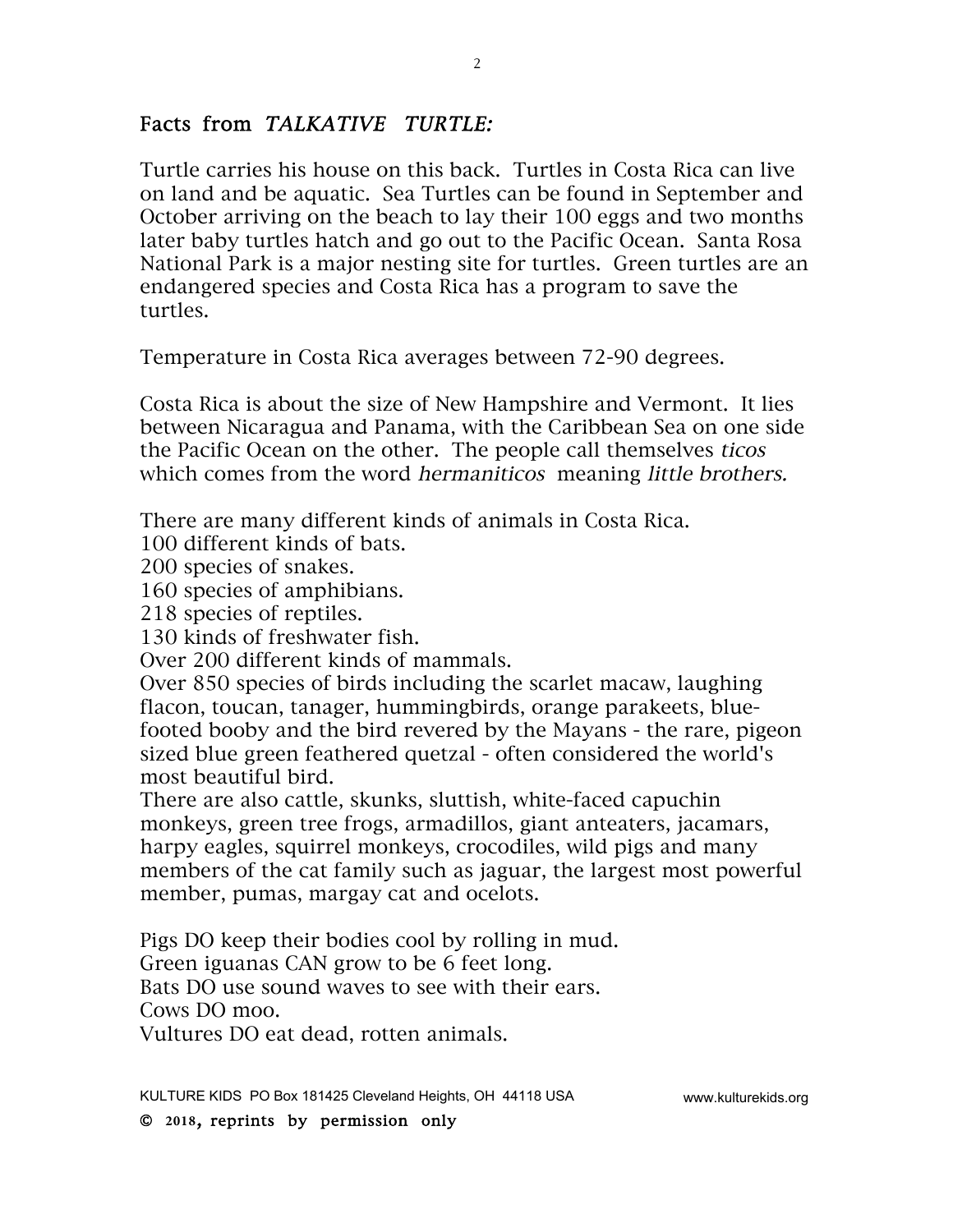## Facts from *TALKATIVE TURTLE:*

Turtle carries his house on this back. Turtles in Costa Rica can live on land and be aquatic. Sea Turtles can be found in September and October arriving on the beach to lay their 100 eggs and two months later baby turtles hatch and go out to the Pacific Ocean. Santa Rosa National Park is a major nesting site for turtles. Green turtles are an endangered species and Costa Rica has a program to save the turtles.

Temperature in Costa Rica averages between 72-90 degrees.

Costa Rica is about the size of New Hampshire and Vermont. It lies between Nicaragua and Panama, with the Caribbean Sea on one side the Pacific Ocean on the other. The people call themselves *ticos* which comes from the word *hermaniticos* meaning *little brothers.*

There are many different kinds of animals in Costa Rica.
100 different kinds of bats.
200 species of snakes.
160 species of amphibians.
218 species of reptiles.
130 kinds of freshwater fish.
Over 200 different kinds of mammals.
Over 850 species of birds including the scarlet macaw, laughing flacon, toucan, tanager, hummingbirds, orange parakeets, blue-footed booby and the bird revered by the Mayans - the rare, pigeon sized blue green feathered quetzal - often considered the world's most beautiful bird.
There are also cattle, skunks, sluttish, white-faced capuchin monkeys, green tree frogs, armadillos, giant anteaters, jacamars, harpy eagles, squirrel monkeys, crocodiles, wild pigs and many members of the cat family such as jaguar, the largest most powerful member, pumas, margay cat and ocelots.

Pigs DO keep their bodies cool by rolling in mud.
Green iguanas CAN grow to be 6 feet long.
Bats DO use sound waves to see with their ears.
Cows DO moo.
Vultures DO eat dead, rotten animals.

KULTURE KIDS PO Box 181425 Cleveland Heights, OH 44118 USA www.kulturekids.org
© 2018, reprints by permission only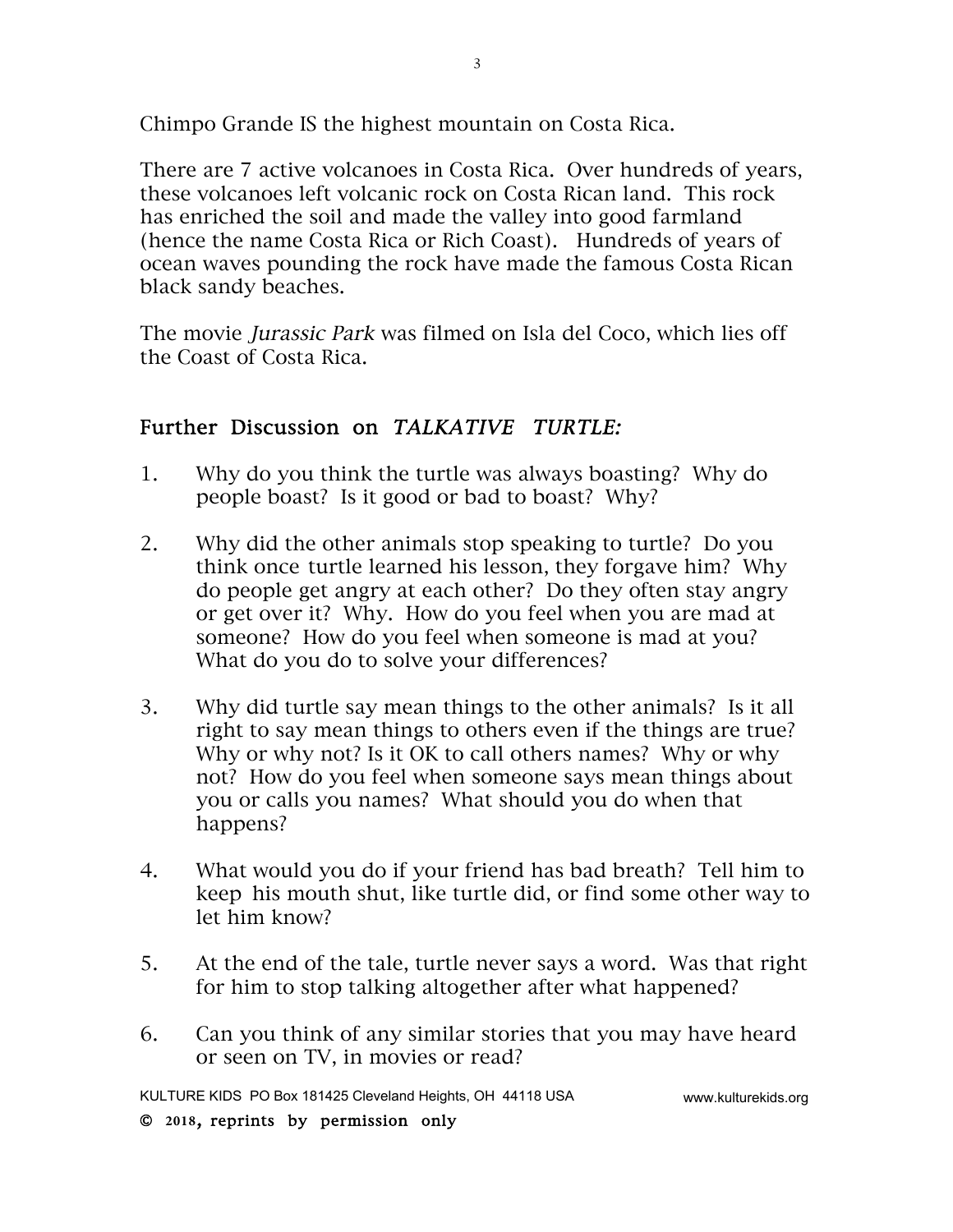Chimpo Grande IS the highest mountain on Costa Rica.

There are 7 active volcanoes in Costa Rica. Over hundreds of years, these volcanoes left volcanic rock on Costa Rican land. This rock has enriched the soil and made the valley into good farmland (hence the name Costa Rica or Rich Coast). Hundreds of years of ocean waves pounding the rock have made the famous Costa Rican black sandy beaches.

The movie *Jurassic Park* was filmed on Isla del Coco, which lies off the Coast of Costa Rica.

## Further Discussion on *TALKATIVE TURTLE:*

1. Why do you think the turtle was always boasting? Why do people boast? Is it good or bad to boast? Why?

2. Why did the other animals stop speaking to turtle? Do you think once turtle learned his lesson, they forgave him? Why do people get angry at each other? Do they often stay angry or get over it? Why. How do you feel when you are mad at someone? How do you feel when someone is mad at you? What do you do to solve your differences?

3. Why did turtle say mean things to the other animals? Is it all right to say mean things to others even if the things are true? Why or why not? Is it OK to call others names? Why or why not? How do you feel when someone says mean things about you or calls you names? What should you do when that happens?

4. What would you do if your friend has bad breath? Tell him to keep his mouth shut, like turtle did, or find some other way to let him know?

5. At the end of the tale, turtle never says a word. Was that right for him to stop talking altogether after what happened?

6. Can you think of any similar stories that you may have heard or seen on TV, in movies or read?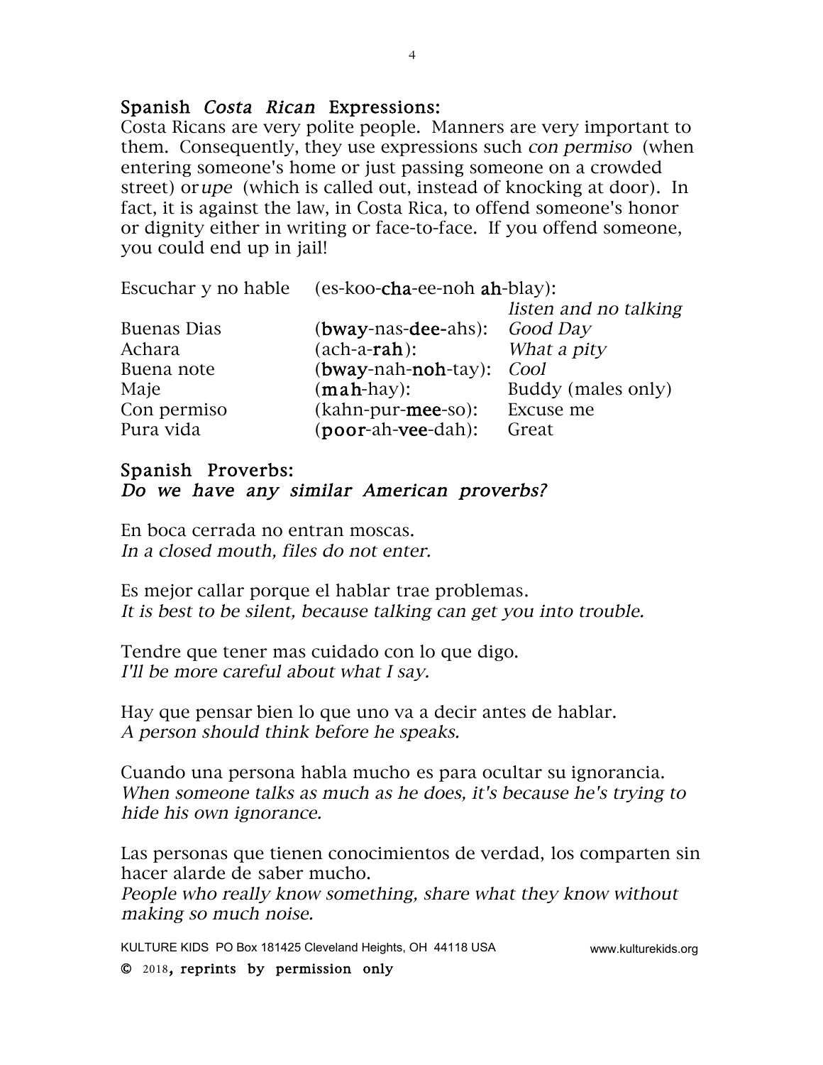## Spanish *Costa Rican* Expressions:

Costa Ricans are very polite people. Manners are very important to them. Consequently, they use expressions such *con permiso* (when entering someone's home or just passing someone on a crowded street) or *upe* (which is called out, instead of knocking at door). In fact, it is against the law, in Costa Rica, to offend someone's honor or dignity either in writing or face-to-face. If you offend someone, you could end up in jail!

| | | |
|---|---|---|
| Escuchar y no hable | (es-koo-**cha**-ee-noh **ah**-blay): | *listen and no talking* |
| Buenas Dias | (**bway**-nas-**dee**-ahs): | *Good Day* |
| Achara | (ach-a-**rah**): | *What a pity* |
| Buena note | (**bway**-nah-**noh**-tay): | *Cool* |
| Maje | (**mah**-hay): | Buddy (males only) |
| Con permiso | (kahn-pur-**mee**-so): | Excuse me |
| Pura vida | (**poor**-ah-**vee**-dah): | Great |

## Spanish Proverbs:
### *Do we have any similar American proverbs?*

En boca cerrada no entran moscas.
*In a closed mouth, files do not enter.*

Es mejor callar porque el hablar trae problemas.
*It is best to be silent, because talking can get you into trouble.*

Tendre que tener mas cuidado con lo que digo.
*I'll be more careful about what I say.*

Hay que pensar bien lo que uno va a decir antes de hablar.
*A person should think before he speaks.*

Cuando una persona habla mucho es para ocultar su ignorancia.
*When someone talks as much as he does, it's because he's trying to hide his own ignorance.*

Las personas que tienen conocimientos de verdad, los comparten sin hacer alarde de saber mucho.
*People who really know something, share what they know without making so much noise.*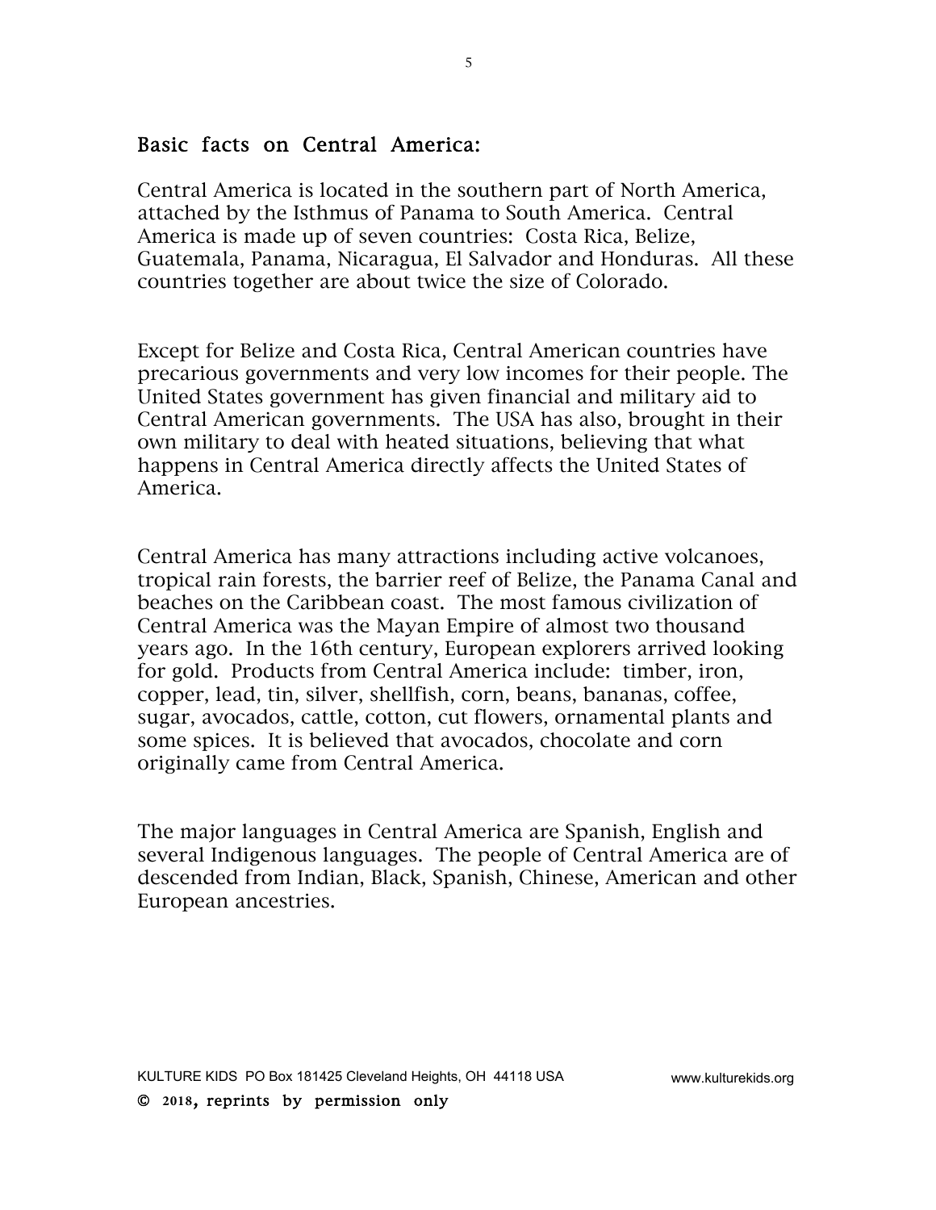## Basic facts on Central America:

Central America is located in the southern part of North America, attached by the Isthmus of Panama to South America. Central America is made up of seven countries: Costa Rica, Belize, Guatemala, Panama, Nicaragua, El Salvador and Honduras. All these countries together are about twice the size of Colorado.

Except for Belize and Costa Rica, Central American countries have precarious governments and very low incomes for their people. The United States government has given financial and military aid to Central American governments. The USA has also, brought in their own military to deal with heated situations, believing that what happens in Central America directly affects the United States of America.

Central America has many attractions including active volcanoes, tropical rain forests, the barrier reef of Belize, the Panama Canal and beaches on the Caribbean coast. The most famous civilization of Central America was the Mayan Empire of almost two thousand years ago. In the 16th century, European explorers arrived looking for gold. Products from Central America include: timber, iron, copper, lead, tin, silver, shellfish, corn, beans, bananas, coffee, sugar, avocados, cattle, cotton, cut flowers, ornamental plants and some spices. It is believed that avocados, chocolate and corn originally came from Central America.

The major languages in Central America are Spanish, English and several Indigenous languages. The people of Central America are of descended from Indian, Black, Spanish, Chinese, American and other European ancestries.

KULTURE KIDS PO Box 181425 Cleveland Heights, OH 44118 USA www.kulturekids.org

© 2018, reprints by permission only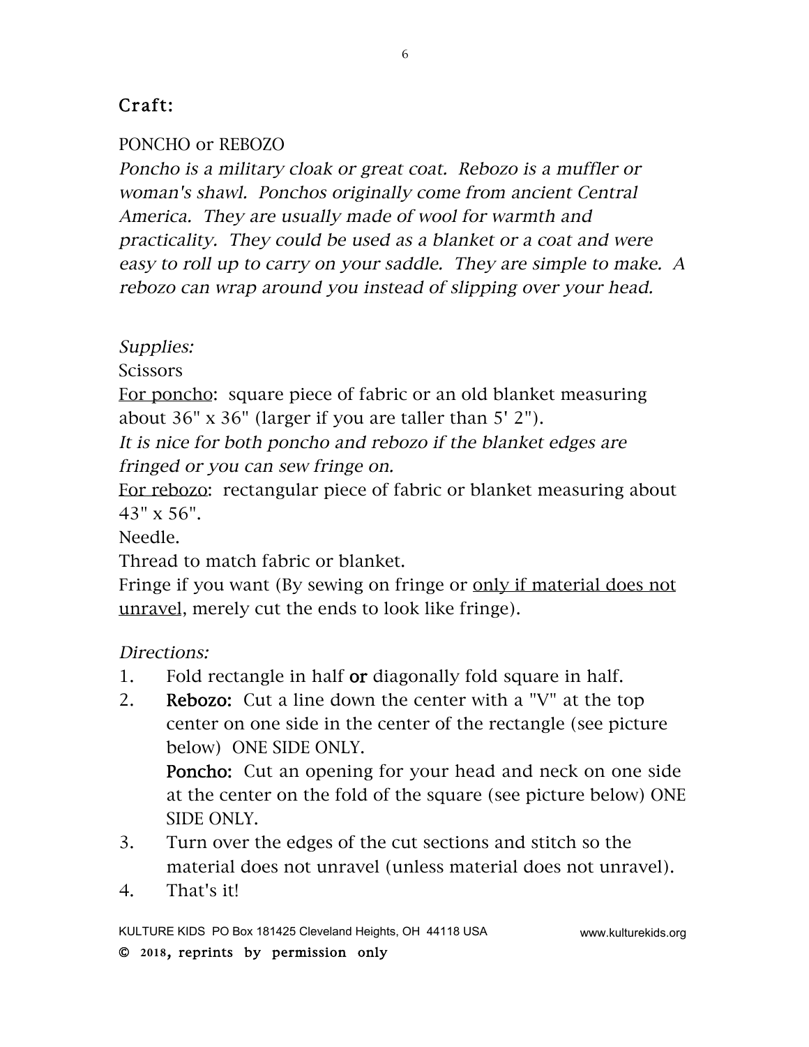## Craft:

PONCHO or REBOZO

*Poncho is a military cloak or great coat. Rebozo is a muffler or woman's shawl. Ponchos originally come from ancient Central America. They are usually made of wool for warmth and practicality. They could be used as a blanket or a coat and were easy to roll up to carry on your saddle. They are simple to make. A rebozo can wrap around you instead of slipping over your head.*

*Supplies:*

Scissors

For poncho: square piece of fabric or an old blanket measuring about 36" x 36" (larger if you are taller than 5' 2").

*It is nice for both poncho and rebozo if the blanket edges are fringed or you can sew fringe on.*

For rebozo: rectangular piece of fabric or blanket measuring about 43" x 56".

Needle.

Thread to match fabric or blanket.

Fringe if you want (By sewing on fringe or only if material does not unravel, merely cut the ends to look like fringe).

*Directions:*

1. Fold rectangle in half **or** diagonally fold square in half.
2. **Rebozo:** Cut a line down the center with a "V" at the top center on one side in the center of the rectangle (see picture below) ONE SIDE ONLY.

   **Poncho:** Cut an opening for your head and neck on one side at the center on the fold of the square (see picture below) ONE SIDE ONLY.
3. Turn over the edges of the cut sections and stitch so the material does not unravel (unless material does not unravel).
4. That's it!

KULTURE KIDS PO Box 181425 Cleveland Heights, OH 44118 USA www.kulturekids.org

© 2018, reprints by permission only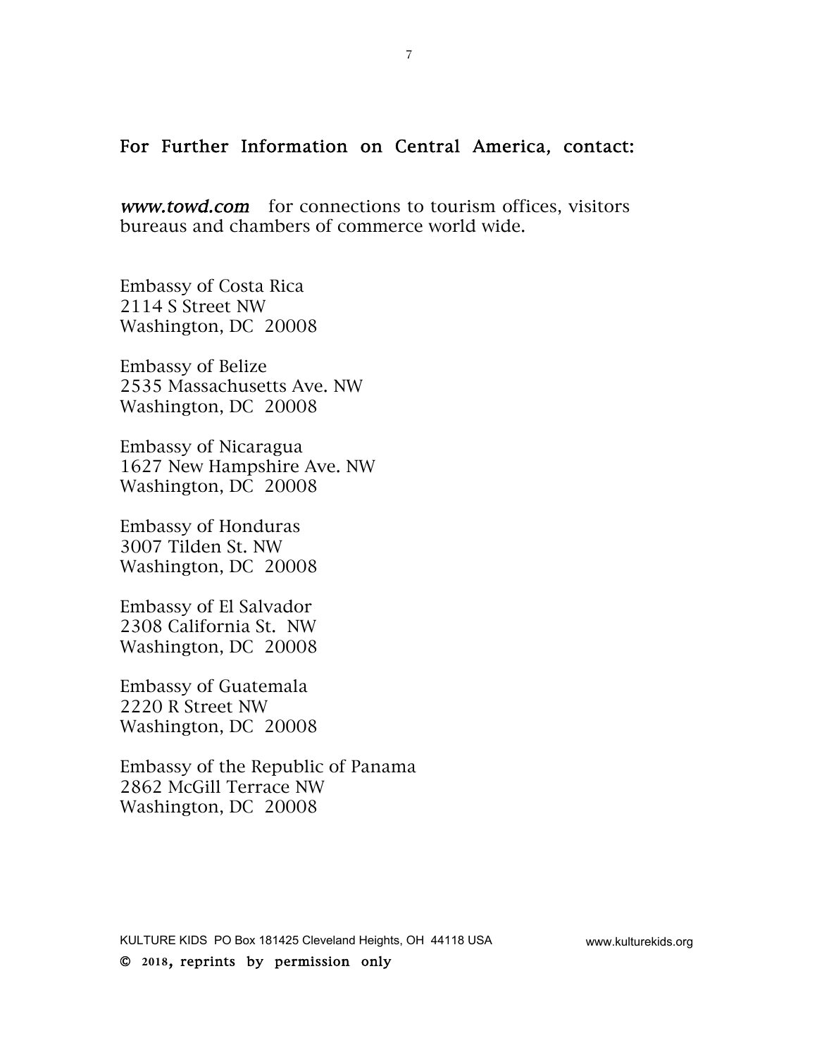## For Further Information on Central America, contact:

*www.towd.com* for connections to tourism offices, visitors bureaus and chambers of commerce world wide.

Embassy of Costa Rica
2114 S Street NW
Washington, DC 20008

Embassy of Belize
2535 Massachusetts Ave. NW
Washington, DC 20008

Embassy of Nicaragua
1627 New Hampshire Ave. NW
Washington, DC 20008

Embassy of Honduras
3007 Tilden St. NW
Washington, DC 20008

Embassy of El Salvador
2308 California St. NW
Washington, DC 20008

Embassy of Guatemala
2220 R Street NW
Washington, DC 20008

Embassy of the Republic of Panama
2862 McGill Terrace NW
Washington, DC 20008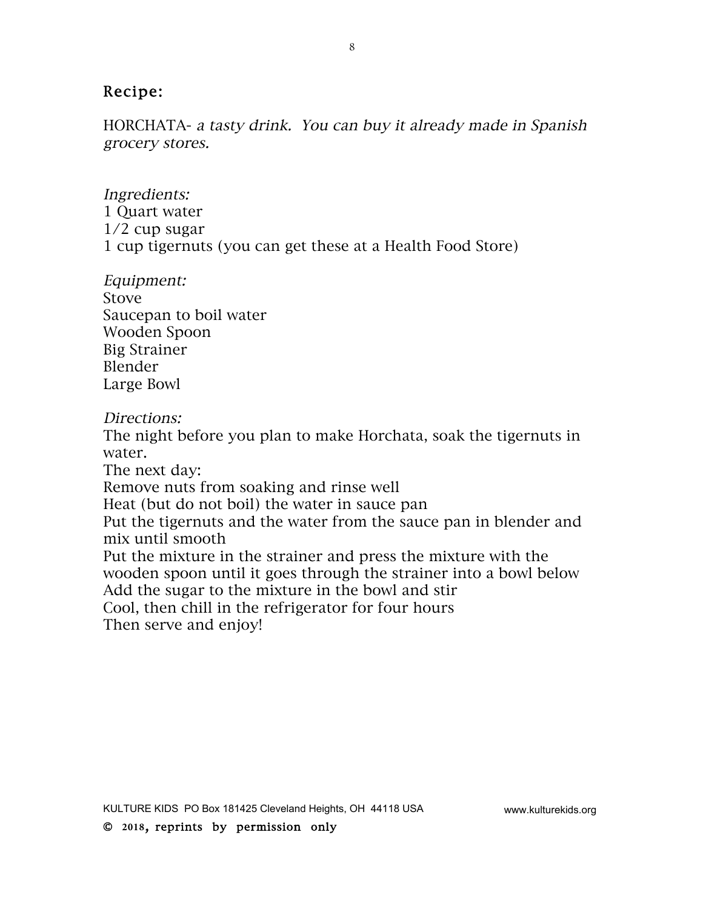## Recipe:

HORCHATA- *a tasty drink. You can buy it already made in Spanish grocery stores.*

*Ingredients:*
1 Quart water
1/2 cup sugar
1 cup tigernuts (you can get these at a Health Food Store)

*Equipment:*
Stove
Saucepan to boil water
Wooden Spoon
Big Strainer
Blender
Large Bowl

*Directions:*
The night before you plan to make Horchata, soak the tigernuts in water.
The next day:
Remove nuts from soaking and rinse well
Heat (but do not boil) the water in sauce pan
Put the tigernuts and the water from the sauce pan in blender and mix until smooth
Put the mixture in the strainer and press the mixture with the wooden spoon until it goes through the strainer into a bowl below
Add the sugar to the mixture in the bowl and stir
Cool, then chill in the refrigerator for four hours
Then serve and enjoy!

KULTURE KIDS PO Box 181425 Cleveland Heights, OH 44118 USA www.kulturekids.org
© 2018, reprints by permission only